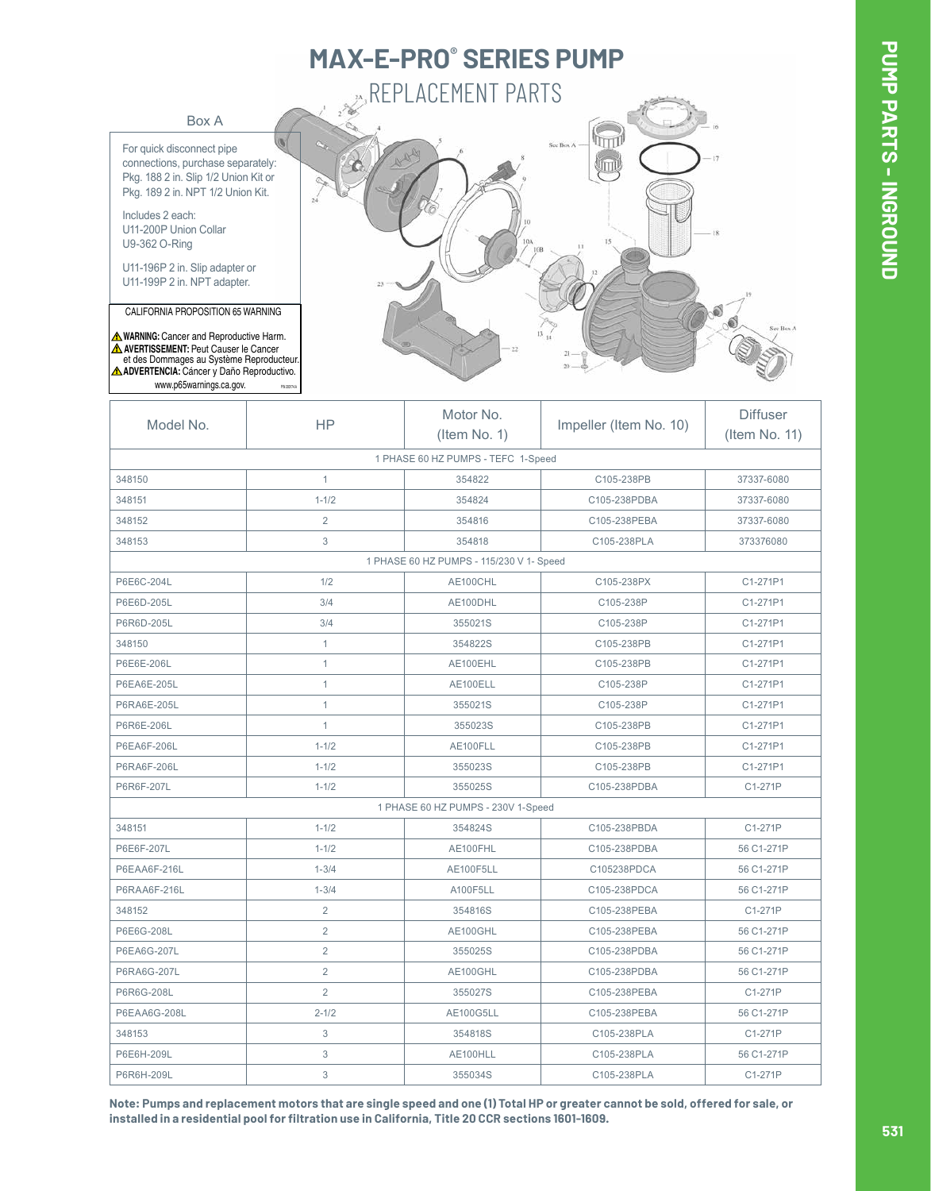# MAX-E-PRO® SERIES PUMP

## REPLACEMENT PARTS

Box A

For quick disconnect pipe connections, purchase separately: Pkg. 188 2 in. Slip 1/2 Union Kit or Pkg. 189 2 in. NPT 1/2 Union Kit.

Includes 2 each:
U11-200P Union Collar
U9-362 O-Ring

U11-196P 2 in. Slip adapter or
U11-199P 2 in. NPT adapter.

CALIFORNIA PROPOSITION 65 WARNING

⚠ **WARNING:** Cancer and Reproductive Harm.
⚠ **AVERTISSEMENT:** Peut Causer le Cancer et des Dommages au Système Reproducteur.
⚠ **ADVERTENCIA:** Cáncer y Daño Reproductivo.
www.p65warnings.ca.gov.

| Model No. | HP | Motor No. (Item No. 1) | Impeller (Item No. 10) | Diffuser (Item No. 11) |
|---|---|---|---|---|
| 1 PHASE 60 HZ PUMPS - TEFC 1-Speed | | | | |
| 348150 | 1 | 354822 | C105-238PB | 37337-6080 |
| 348151 | 1-1/2 | 354824 | C105-238PDBA | 37337-6080 |
| 348152 | 2 | 354816 | C105-238PEBA | 37337-6080 |
| 348153 | 3 | 354818 | C105-238PLA | 373376080 |
| 1 PHASE 60 HZ PUMPS - 115/230 V 1- Speed | | | | |
| P6E6C-204L | 1/2 | AE100CHL | C105-238PX | C1-271P1 |
| P6E6D-205L | 3/4 | AE100DHL | C105-238P | C1-271P1 |
| P6R6D-205L | 3/4 | 355021S | C105-238P | C1-271P1 |
| 348150 | 1 | 354822S | C105-238PB | C1-271P1 |
| P6E6E-206L | 1 | AE100EHL | C105-238PB | C1-271P1 |
| P6EA6E-205L | 1 | AE100ELL | C105-238P | C1-271P1 |
| P6RA6E-205L | 1 | 355021S | C105-238P | C1-271P1 |
| P6R6E-206L | 1 | 355023S | C105-238PB | C1-271P1 |
| P6EA6F-206L | 1-1/2 | AE100FLL | C105-238PB | C1-271P1 |
| P6RA6F-206L | 1-1/2 | 355023S | C105-238PB | C1-271P1 |
| P6R6F-207L | 1-1/2 | 355025S | C105-238PDBA | C1-271P |
| 1 PHASE 60 HZ PUMPS - 230V 1-Speed | | | | |
| 348151 | 1-1/2 | 354824S | C105-238PBDA | C1-271P |
| P6E6F-207L | 1-1/2 | AE100FHL | C105-238PDBA | 56 C1-271P |
| P6EAA6F-216L | 1-3/4 | AE100F5LL | C105238PDCA | 56 C1-271P |
| P6RAA6F-216L | 1-3/4 | A100F5LL | C105-238PDCA | 56 C1-271P |
| 348152 | 2 | 354816S | C105-238PEBA | C1-271P |
| P6E6G-208L | 2 | AE100GHL | C105-238PEBA | 56 C1-271P |
| P6EA6G-207L | 2 | 355025S | C105-238PDBA | 56 C1-271P |
| P6RA6G-207L | 2 | AE100GHL | C105-238PDBA | 56 C1-271P |
| P6R6G-208L | 2 | 355027S | C105-238PEBA | C1-271P |
| P6EAA6G-208L | 2-1/2 | AE100G5LL | C105-238PEBA | 56 C1-271P |
| 348153 | 3 | 354818S | C105-238PLA | C1-271P |
| P6E6H-209L | 3 | AE100HLL | C105-238PLA | 56 C1-271P |
| P6R6H-209L | 3 | 355034S | C105-238PLA | C1-271P |

**Note: Pumps and replacement motors that are single speed and one (1) Total HP or greater cannot be sold, offered for sale, or installed in a residential pool for filtration use in California, Title 20 CCR sections 1601-1609.**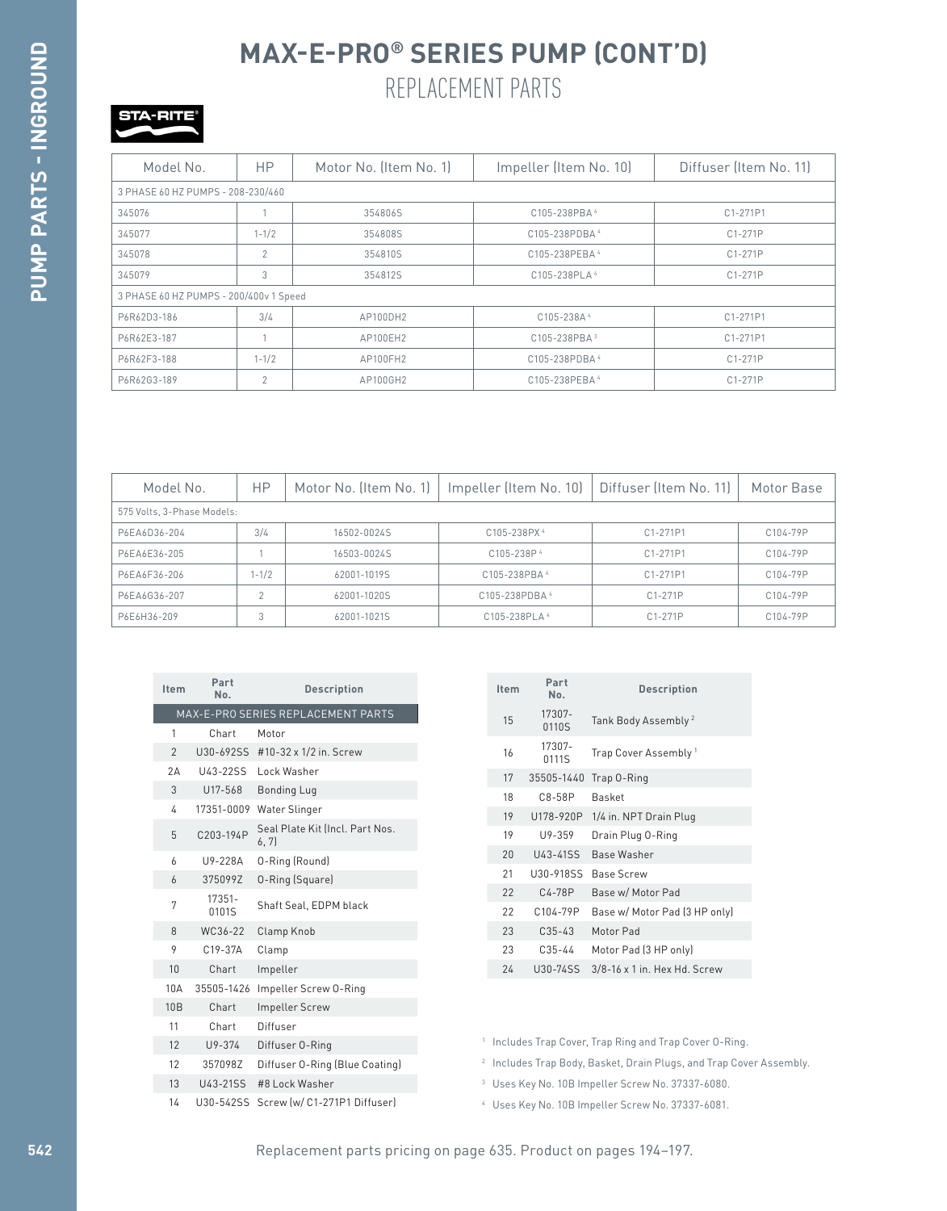# MAX-E-PRO® SERIES PUMP (CONT'D)

## REPLACEMENT PARTS

STA-RITE®

| Model No. | HP | Motor No. (Item No. 1) | Impeller (Item No. 10) | Diffuser (Item No. 11) |
|---|---|---|---|---|
| 3 PHASE 60 HZ PUMPS - 208-230/460 | | | | |
| 345076 | 1 | 354806S | C105-238PBA [4] | C1-271P1 |
| 345077 | 1-1/2 | 354808S | C105-238PDBA [4] | C1-271P |
| 345078 | 2 | 354810S | C105-238PEBA [4] | C1-271P |
| 345079 | 3 | 354812S | C105-238PLA [4] | C1-271P |
| 3 PHASE 60 HZ PUMPS - 200/400v 1 Speed | | | | |
| P6R62D3-186 | 3/4 | AP100DH2 | C105-238A [4] | C1-271P1 |
| P6R62E3-187 | 1 | AP100EH2 | C105-238PBA [3] | C1-271P1 |
| P6R62F3-188 | 1-1/2 | AP100FH2 | C105-238PDBA [4] | C1-271P |
| P6R62G3-189 | 2 | AP100GH2 | C105-238PEBA [4] | C1-271P |

| Model No. | HP | Motor No. (Item No. 1) | Impeller (Item No. 10) | Diffuser (Item No. 11) | Motor Base |
|---|---|---|---|---|---|
| 575 Volts, 3-Phase Models: | | | | | |
| P6EA6D36-204 | 3/4 | 16502-0024S | C105-238PX [4] | C1-271P1 | C104-79P |
| P6EA6E36-205 | 1 | 16503-0024S | C105-238P [4] | C1-271P1 | C104-79P |
| P6EA6F36-206 | 1-1/2 | 62001-1019S | C105-238PBA [4] | C1-271P1 | C104-79P |
| P6EA6G36-207 | 2 | 62001-1020S | C105-238PDBA [4] | C1-271P | C104-79P |
| P6E6H36-209 | 3 | 62001-1021S | C105-238PLA [4] | C1-271P | C104-79P |

| Item | Part No. | Description |
|---|---|---|
| MAX-E-PRO SERIES REPLACEMENT PARTS | | |
| 1 | Chart | Motor |
| 2 | U30-692SS | #10-32 x 1/2 in. Screw |
| 2A | U43-22SS | Lock Washer |
| 3 | U17-568 | Bonding Lug |
| 4 | 17351-0009 | Water Slinger |
| 5 | C203-194P | Seal Plate Kit (Incl. Part Nos. 6, 7) |
| 6 | U9-228A | O-Ring (Round) |
| 6 | 375099Z | O-Ring (Square) |
| 7 | 17351-0101S | Shaft Seal, EDPM black |
| 8 | WC36-22 | Clamp Knob |
| 9 | C19-37A | Clamp |
| 10 | Chart | Impeller |
| 10A | 35505-1426 | Impeller Screw O-Ring |
| 10B | Chart | Impeller Screw |
| 11 | Chart | Diffuser |
| 12 | U9-374 | Diffuser O-Ring |
| 12 | 357098Z | Diffuser O-Ring (Blue Coating) |
| 13 | U43-21SS | #8 Lock Washer |
| 14 | U30-542SS | Screw (w/ C1-271P1 Diffuser) |
| 15 | 17307-0110S | Tank Body Assembly [2] |
| 16 | 17307-0111S | Trap Cover Assembly [1] |
| 17 | 35505-1440 | Trap O-Ring |
| 18 | C8-58P | Basket |
| 19 | U178-920P | 1/4 in. NPT Drain Plug |
| 19 | U9-359 | Drain Plug O-Ring |
| 20 | U43-41SS | Base Washer |
| 21 | U30-918SS | Base Screw |
| 22 | C4-78P | Base w/ Motor Pad |
| 22 | C104-79P | Base w/ Motor Pad (3 HP only) |
| 23 | C35-43 | Motor Pad |
| 23 | C35-44 | Motor Pad (3 HP only) |
| 24 | U30-74SS | 3/8-16 x 1 in. Hex Hd. Screw |

[1] Includes Trap Cover, Trap Ring and Trap Cover O-Ring.

[2] Includes Trap Body, Basket, Drain Plugs, and Trap Cover Assembly.

[3] Uses Key No. 10B Impeller Screw No. 37337-6080.

[4] Uses Key No. 10B Impeller Screw No. 37337-6081.

Replacement parts pricing on page 635. Product on pages 194–197.